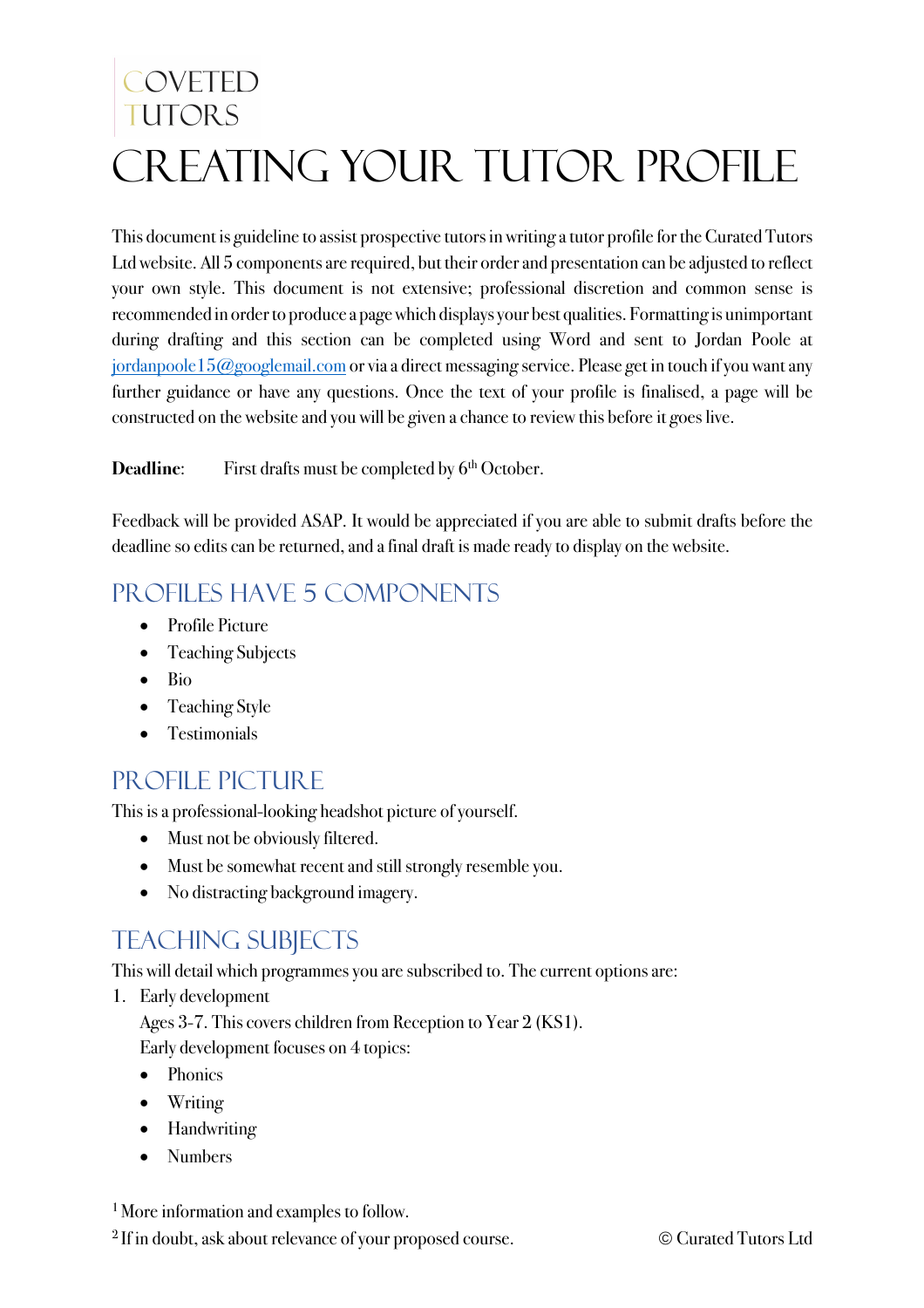COVETED TUTORS

# CREATING YOUR TUTOR PROFILE

This document is guideline to assist prospective tutors in writing a tutor profile for the Curated Tutors Ltd website. All 5 components are required, but their order and presentation can be adjusted to reflect your own style. This document is not extensive; professional discretion and common sense is recommended in order to produce a page which displays your best qualities. Formatting is unimportant during drafting and this section can be completed using Word and sent to Jordan Poole at jordanpoole15@googlemail.com or via a direct messaging service. Please get in touch if you want any further guidance or have any questions. Once the text of your profile is finalised, a page will be constructed on the website and you will be given a chance to review this before it goes live.

**Deadline**: First drafts must be completed by 6th October.

Feedback will be provided ASAP. It would be appreciated if you are able to submit drafts before the deadline so edits can be returned, and a final draft is made ready to display on the website.

## PROFILES HAVE 5 COMPONENTS

- Profile Picture
- Teaching Subjects
- Bio
- Teaching Style
- Testimonials

## PROFILE PICTURE

This is a professional-looking headshot picture of yourself.

- Must not be obviously filtered.
- Must be somewhat recent and still strongly resemble you.
- No distracting background imagery.

## TEACHING SUBJECTS

This will detail which programmes you are subscribed to. The current options are:

1. Early development

   Ages 3-7. This covers children from Reception to Year 2 (KS1).

   Early development focuses on 4 topics:

   - Phonics
   - Writing
   - Handwriting
   - Numbers

[1] More information and examples to follow.

[2] If in doubt, ask about relevance of your proposed course.

© Curated Tutors Ltd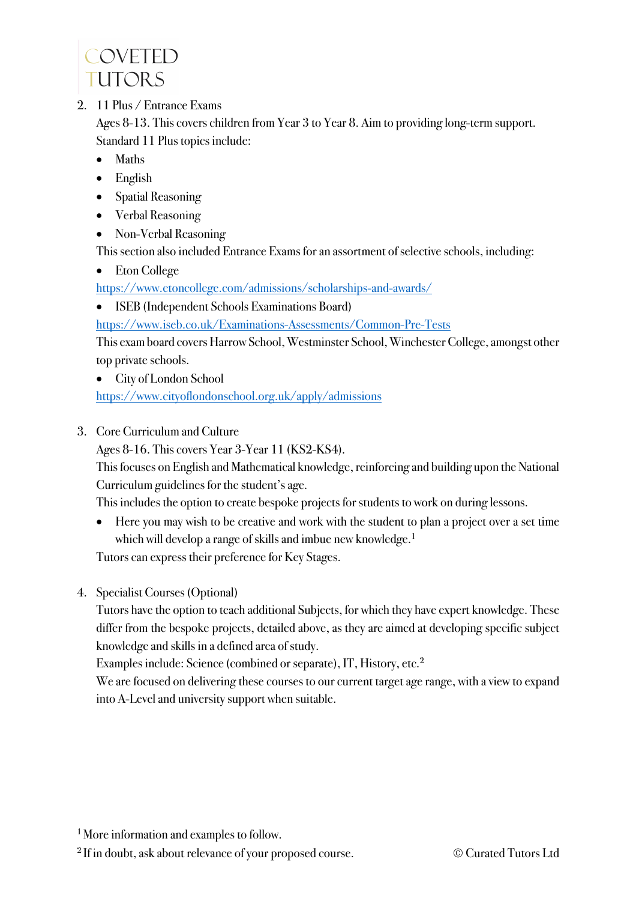2. 11 Plus / Entrance Exams

   Ages 8-13. This covers children from Year 3 to Year 8. Aim to providing long-term support.

   Standard 11 Plus topics include:

   - Maths
   - English
   - Spatial Reasoning
   - Verbal Reasoning
   - Non-Verbal Reasoning

   This section also included Entrance Exams for an assortment of selective schools, including:

   - Eton College

   https://www.etoncollege.com/admissions/scholarships-and-awards/

   - ISEB (Independent Schools Examinations Board)

   https://www.iseb.co.uk/Examinations-Assessments/Common-Pre-Tests

   This exam board covers Harrow School, Westminster School, Winchester College, amongst other top private schools.

   - City of London School

   https://www.cityoflondonschool.org.uk/apply/admissions

3. Core Curriculum and Culture

   Ages 8-16. This covers Year 3-Year 11 (KS2-KS4).

   This focuses on English and Mathematical knowledge, reinforcing and building upon the National Curriculum guidelines for the student's age.

   This includes the option to create bespoke projects for students to work on during lessons.

   - Here you may wish to be creative and work with the student to plan a project over a set time which will develop a range of skills and imbue new knowledge.[1]

   Tutors can express their preference for Key Stages.

4. Specialist Courses (Optional)

   Tutors have the option to teach additional Subjects, for which they have expert knowledge. These differ from the bespoke projects, detailed above, as they are aimed at developing specific subject knowledge and skills in a defined area of study.

   Examples include: Science (combined or separate), IT, History, etc.[2]

   We are focused on delivering these courses to our current target age range, with a view to expand into A-Level and university support when suitable.

[1] More information and examples to follow.

[2] If in doubt, ask about relevance of your proposed course.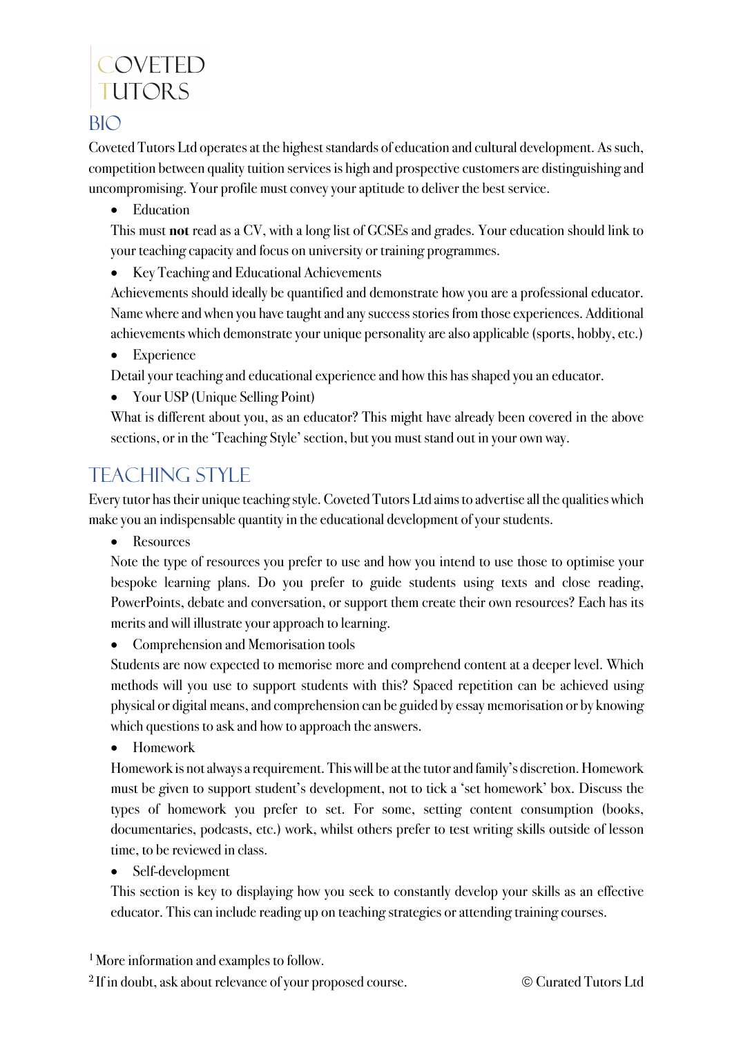COVETED TUTORS

## BIO

Coveted Tutors Ltd operates at the highest standards of education and cultural development. As such, competition between quality tuition services is high and prospective customers are distinguishing and uncompromising. Your profile must convey your aptitude to deliver the best service.

- Education

This must **not** read as a CV, with a long list of GCSEs and grades. Your education should link to your teaching capacity and focus on university or training programmes.

- Key Teaching and Educational Achievements

Achievements should ideally be quantified and demonstrate how you are a professional educator. Name where and when you have taught and any success stories from those experiences. Additional achievements which demonstrate your unique personality are also applicable (sports, hobby, etc.)

- Experience

Detail your teaching and educational experience and how this has shaped you an educator.

- Your USP (Unique Selling Point)

What is different about you, as an educator? This might have already been covered in the above sections, or in the 'Teaching Style' section, but you must stand out in your own way.

## TEACHING STYLE

Every tutor has their unique teaching style. Coveted Tutors Ltd aims to advertise all the qualities which make you an indispensable quantity in the educational development of your students.

- Resources

Note the type of resources you prefer to use and how you intend to use those to optimise your bespoke learning plans. Do you prefer to guide students using texts and close reading, PowerPoints, debate and conversation, or support them create their own resources? Each has its merits and will illustrate your approach to learning.

- Comprehension and Memorisation tools

Students are now expected to memorise more and comprehend content at a deeper level. Which methods will you use to support students with this? Spaced repetition can be achieved using physical or digital means, and comprehension can be guided by essay memorisation or by knowing which questions to ask and how to approach the answers.

- Homework

Homework is not always a requirement. This will be at the tutor and family's discretion. Homework must be given to support student's development, not to tick a 'set homework' box. Discuss the types of homework you prefer to set. For some, setting content consumption (books, documentaries, podcasts, etc.) work, whilst others prefer to test writing skills outside of lesson time, to be reviewed in class.

- Self-development

This section is key to displaying how you seek to constantly develop your skills as an effective educator. This can include reading up on teaching strategies or attending training courses.

[1] More information and examples to follow.

[2] If in doubt, ask about relevance of your proposed course.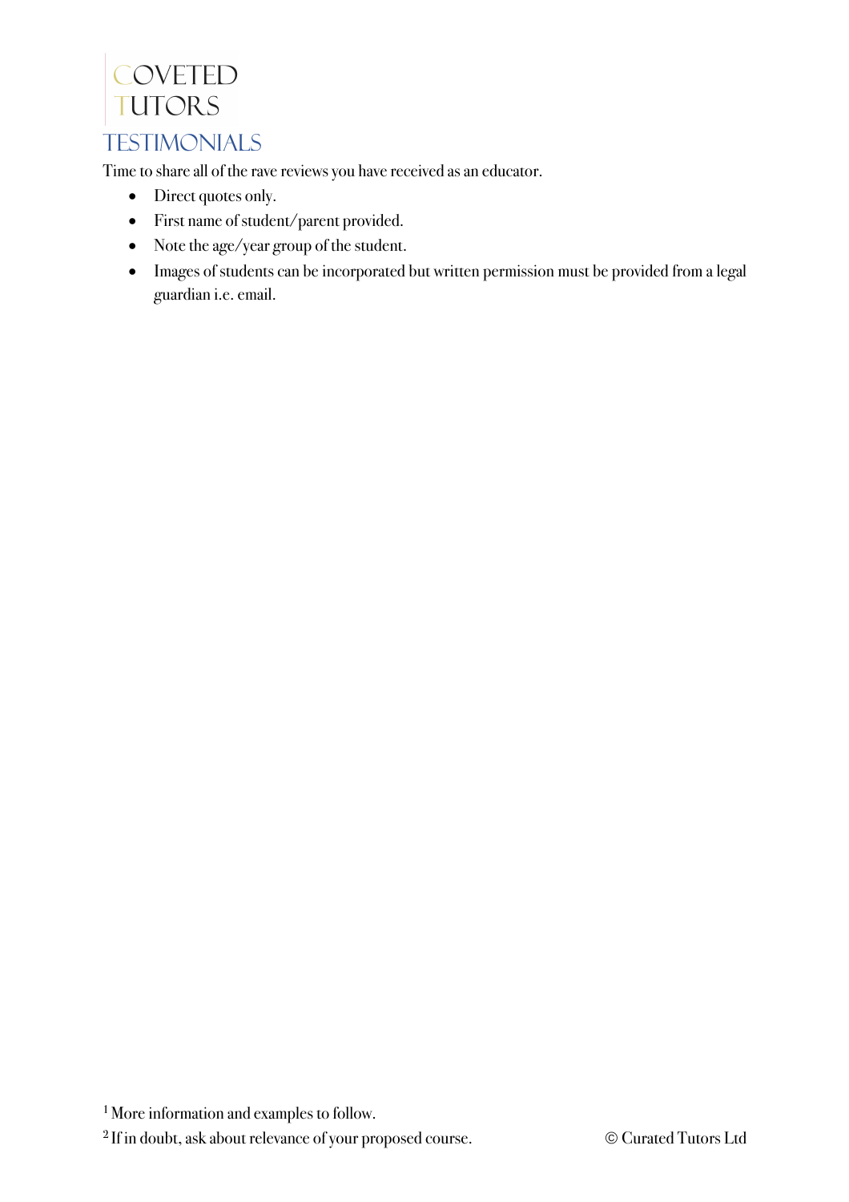COVETED
TUTORS

# TESTIMONIALS

Time to share all of the rave reviews you have received as an educator.

- Direct quotes only.
- First name of student/parent provided.
- Note the age/year group of the student.
- Images of students can be incorporated but written permission must be provided from a legal guardian i.e. email.

[1] More information and examples to follow.

[2] If in doubt, ask about relevance of your proposed course.

© Curated Tutors Ltd